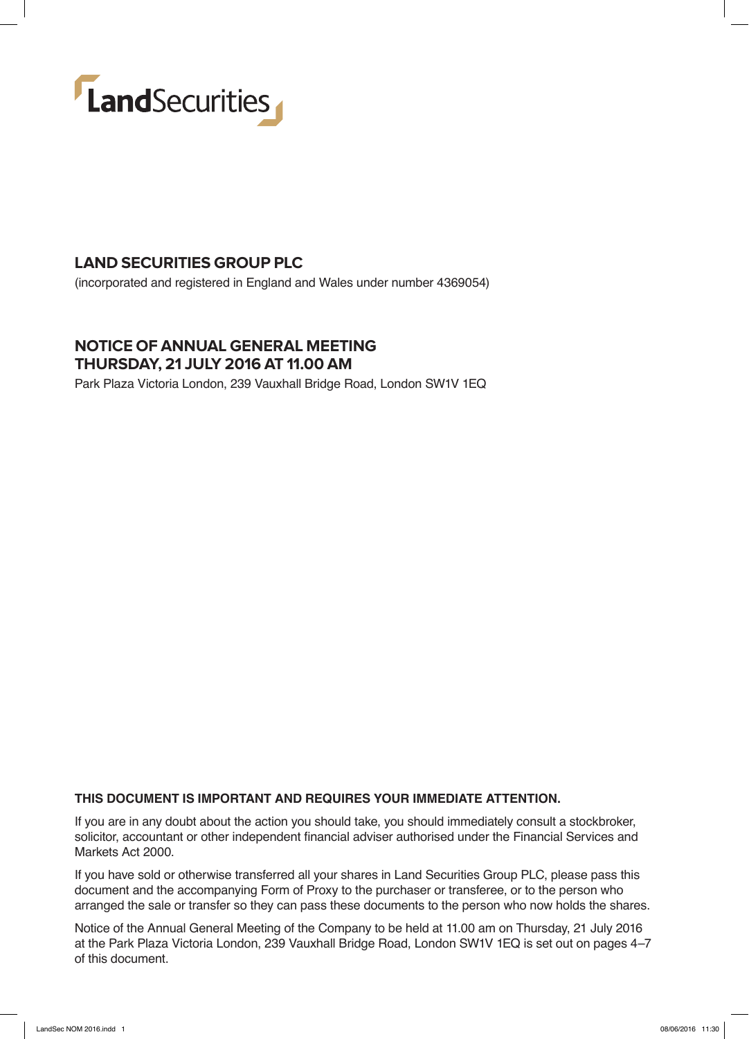LandSecurities

# LAND SECURITIES GROUP PLC

(incorporated and registered in England and Wales under number 4369054)

## NOTICE OF ANNUAL GENERAL MEETING
## THURSDAY, 21 JULY 2016 AT 11.00 AM

Park Plaza Victoria London, 239 Vauxhall Bridge Road, London SW1V 1EQ

**THIS DOCUMENT IS IMPORTANT AND REQUIRES YOUR IMMEDIATE ATTENTION.**

If you are in any doubt about the action you should take, you should immediately consult a stockbroker, solicitor, accountant or other independent financial adviser authorised under the Financial Services and Markets Act 2000.

If you have sold or otherwise transferred all your shares in Land Securities Group PLC, please pass this document and the accompanying Form of Proxy to the purchaser or transferee, or to the person who arranged the sale or transfer so they can pass these documents to the person who now holds the shares.

Notice of the Annual General Meeting of the Company to be held at 11.00 am on Thursday, 21 July 2016 at the Park Plaza Victoria London, 239 Vauxhall Bridge Road, London SW1V 1EQ is set out on pages 4–7 of this document.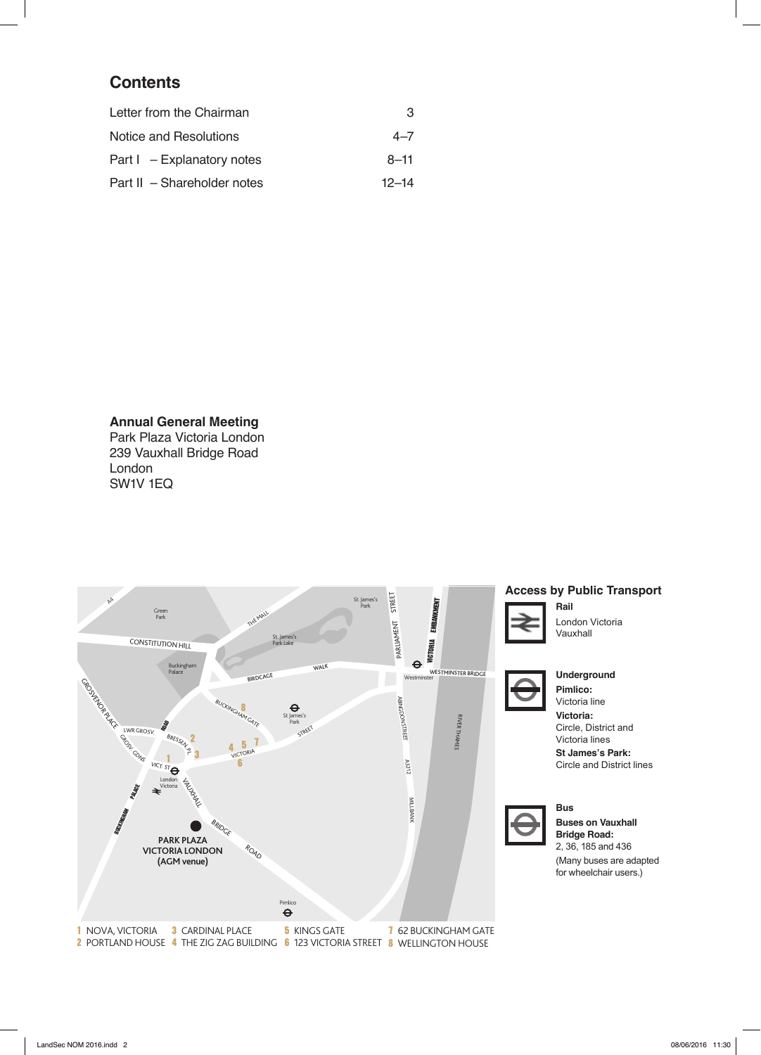## Contents

| | |
|---|---|
| Letter from the Chairman | 3 |
| Notice and Resolutions | 4–7 |
| Part I – Explanatory notes | 8–11 |
| Part II – Shareholder notes | 12–14 |

**Annual General Meeting**
Park Plaza Victoria London
239 Vauxhall Bridge Road
London
SW1V 1EQ

PARK PLAZA VICTORIA LONDON (AGM venue)

1 NOVA, VICTORIA
2 PORTLAND HOUSE
3 CARDINAL PLACE
4 THE ZIG ZAG BUILDING
5 KINGS GATE
6 123 VICTORIA STREET
7 62 BUCKINGHAM GATE
8 WELLINGTON HOUSE

### Access by Public Transport

**Rail**
London Victoria
Vauxhall

**Underground**
**Pimlico:**
Victoria line
**Victoria:**
Circle, District and Victoria lines
**St James's Park:**
Circle and District lines

**Bus**
**Buses on Vauxhall Bridge Road:**
2, 36, 185 and 436
(Many buses are adapted for wheelchair users.)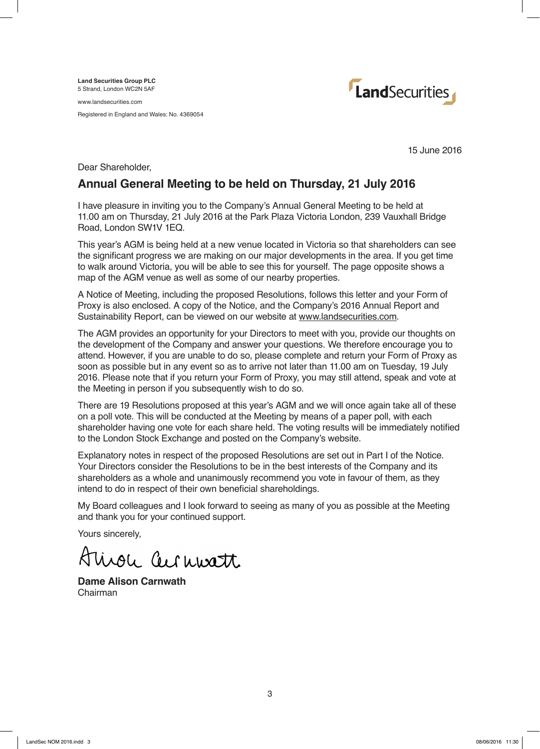**Land Securities Group PLC**
5 Strand, London WC2N 5AF

www.landsecurities.com

Registered in England and Wales: No. 4369054

15 June 2016

Dear Shareholder,

## Annual General Meeting to be held on Thursday, 21 July 2016

I have pleasure in inviting you to the Company's Annual General Meeting to be held at 11.00 am on Thursday, 21 July 2016 at the Park Plaza Victoria London, 239 Vauxhall Bridge Road, London SW1V 1EQ.

This year's AGM is being held at a new venue located in Victoria so that shareholders can see the significant progress we are making on our major developments in the area. If you get time to walk around Victoria, you will be able to see this for yourself. The page opposite shows a map of the AGM venue as well as some of our nearby properties.

A Notice of Meeting, including the proposed Resolutions, follows this letter and your Form of Proxy is also enclosed. A copy of the Notice, and the Company's 2016 Annual Report and Sustainability Report, can be viewed on our website at www.landsecurities.com.

The AGM provides an opportunity for your Directors to meet with you, provide our thoughts on the development of the Company and answer your questions. We therefore encourage you to attend. However, if you are unable to do so, please complete and return your Form of Proxy as soon as possible but in any event so as to arrive not later than 11.00 am on Tuesday, 19 July 2016. Please note that if you return your Form of Proxy, you may still attend, speak and vote at the Meeting in person if you subsequently wish to do so.

There are 19 Resolutions proposed at this year's AGM and we will once again take all of these on a poll vote. This will be conducted at the Meeting by means of a paper poll, with each shareholder having one vote for each share held. The voting results will be immediately notified to the London Stock Exchange and posted on the Company's website.

Explanatory notes in respect of the proposed Resolutions are set out in Part I of the Notice. Your Directors consider the Resolutions to be in the best interests of the Company and its shareholders as a whole and unanimously recommend you vote in favour of them, as they intend to do in respect of their own beneficial shareholdings.

My Board colleagues and I look forward to seeing as many of you as possible at the Meeting and thank you for your continued support.

Yours sincerely,

Alison Carnwath

**Dame Alison Carnwath**
Chairman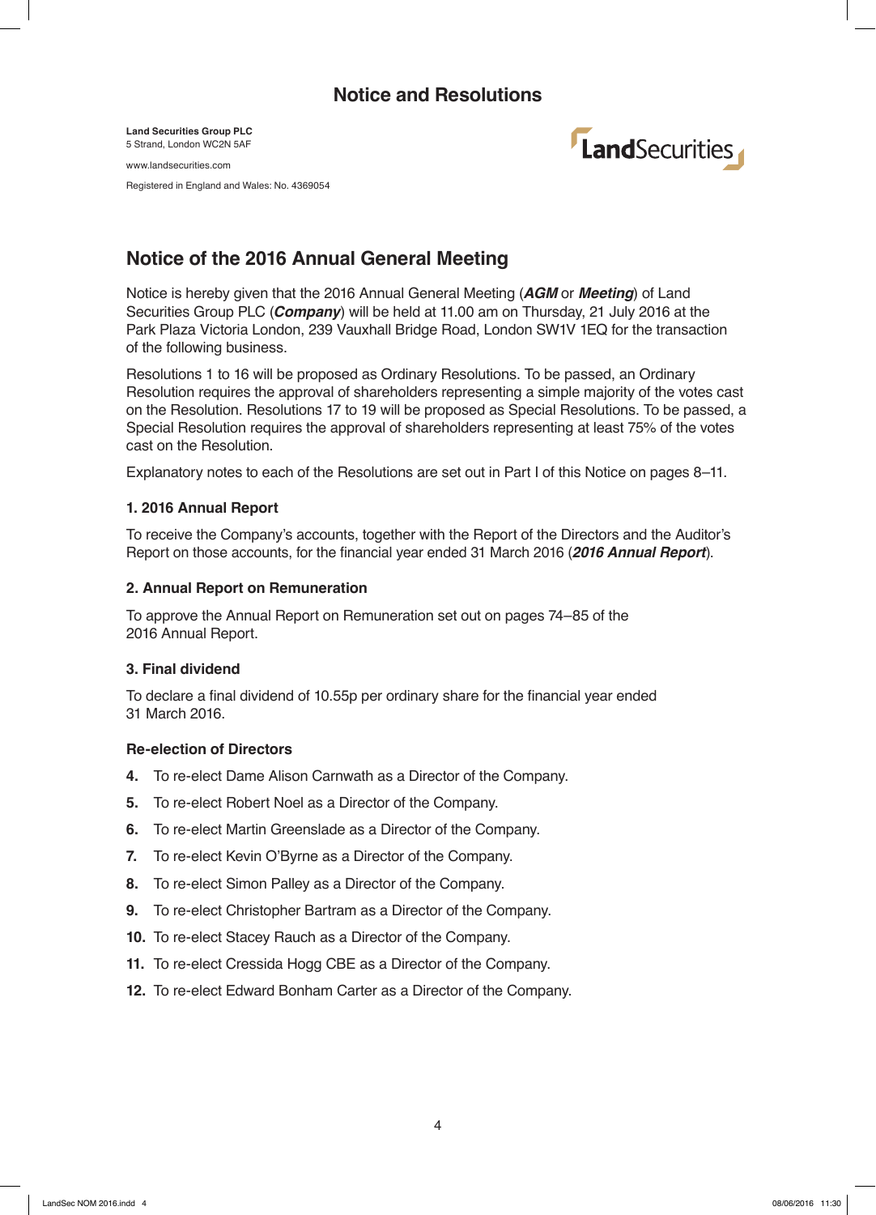## Notice and Resolutions

**Land Securities Group PLC**
5 Strand, London WC2N 5AF

www.landsecurities.com

Registered in England and Wales: No. 4369054

## Notice of the 2016 Annual General Meeting

Notice is hereby given that the 2016 Annual General Meeting (***AGM*** or ***Meeting***) of Land Securities Group PLC (***Company***) will be held at 11.00 am on Thursday, 21 July 2016 at the Park Plaza Victoria London, 239 Vauxhall Bridge Road, London SW1V 1EQ for the transaction of the following business.

Resolutions 1 to 16 will be proposed as Ordinary Resolutions. To be passed, an Ordinary Resolution requires the approval of shareholders representing a simple majority of the votes cast on the Resolution. Resolutions 17 to 19 will be proposed as Special Resolutions. To be passed, a Special Resolution requires the approval of shareholders representing at least 75% of the votes cast on the Resolution.

Explanatory notes to each of the Resolutions are set out in Part I of this Notice on pages 8–11.

### 1. 2016 Annual Report

To receive the Company's accounts, together with the Report of the Directors and the Auditor's Report on those accounts, for the financial year ended 31 March 2016 (***2016 Annual Report***).

### 2. Annual Report on Remuneration

To approve the Annual Report on Remuneration set out on pages 74–85 of the 2016 Annual Report.

### 3. Final dividend

To declare a final dividend of 10.55p per ordinary share for the financial year ended 31 March 2016.

### Re-election of Directors

**4.** To re-elect Dame Alison Carnwath as a Director of the Company.

**5.** To re-elect Robert Noel as a Director of the Company.

**6.** To re-elect Martin Greenslade as a Director of the Company.

**7.** To re-elect Kevin O'Byrne as a Director of the Company.

**8.** To re-elect Simon Palley as a Director of the Company.

**9.** To re-elect Christopher Bartram as a Director of the Company.

**10.** To re-elect Stacey Rauch as a Director of the Company.

**11.** To re-elect Cressida Hogg CBE as a Director of the Company.

**12.** To re-elect Edward Bonham Carter as a Director of the Company.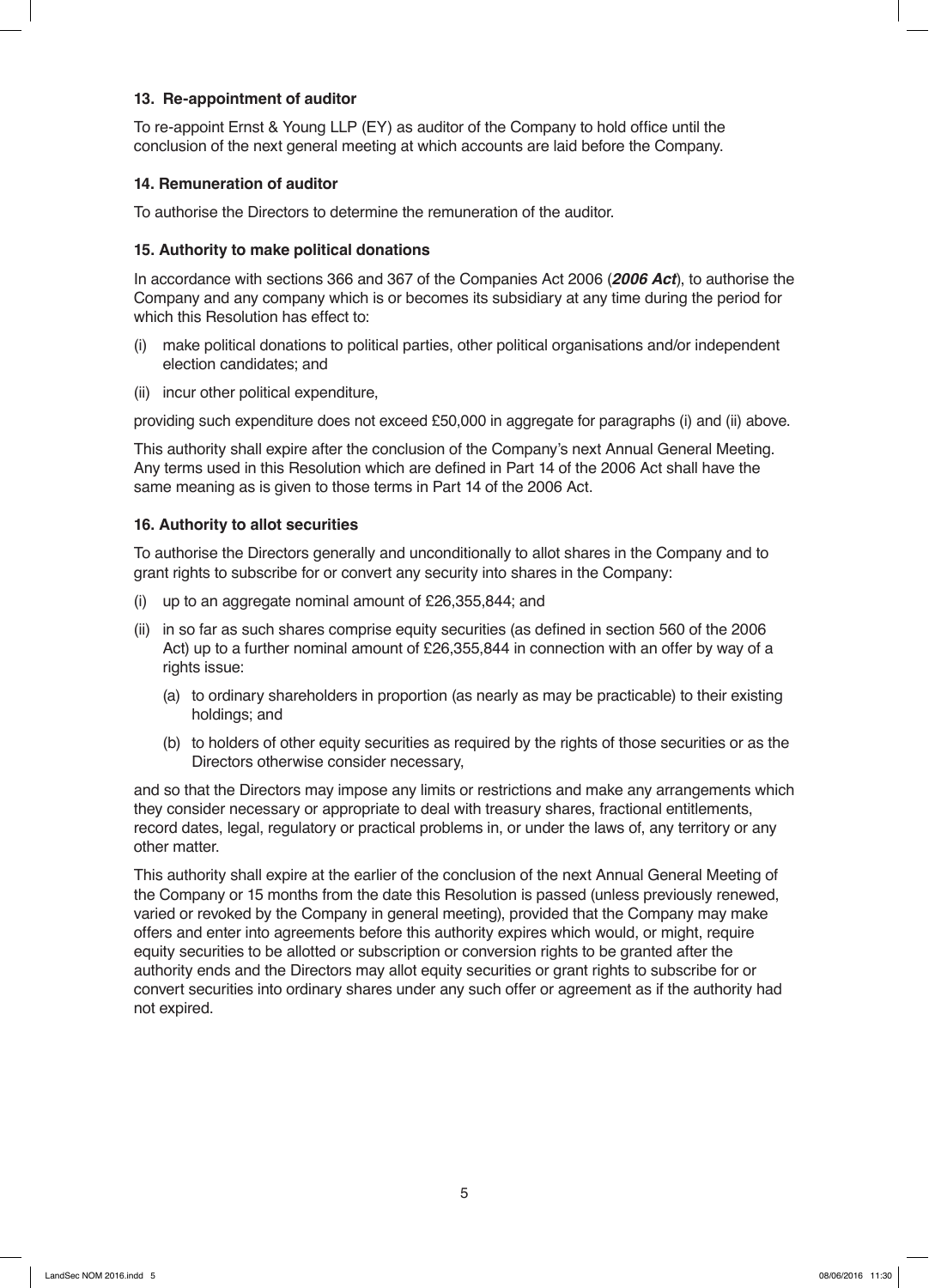### 13. Re-appointment of auditor

To re-appoint Ernst & Young LLP (EY) as auditor of the Company to hold office until the conclusion of the next general meeting at which accounts are laid before the Company.

### 14. Remuneration of auditor

To authorise the Directors to determine the remuneration of the auditor.

### 15. Authority to make political donations

In accordance with sections 366 and 367 of the Companies Act 2006 (***2006 Act***), to authorise the Company and any company which is or becomes its subsidiary at any time during the period for which this Resolution has effect to:

(i) make political donations to political parties, other political organisations and/or independent election candidates; and

(ii) incur other political expenditure,

providing such expenditure does not exceed £50,000 in aggregate for paragraphs (i) and (ii) above.

This authority shall expire after the conclusion of the Company's next Annual General Meeting. Any terms used in this Resolution which are defined in Part 14 of the 2006 Act shall have the same meaning as is given to those terms in Part 14 of the 2006 Act.

### 16. Authority to allot securities

To authorise the Directors generally and unconditionally to allot shares in the Company and to grant rights to subscribe for or convert any security into shares in the Company:

(i) up to an aggregate nominal amount of £26,355,844; and

(ii) in so far as such shares comprise equity securities (as defined in section 560 of the 2006 Act) up to a further nominal amount of £26,355,844 in connection with an offer by way of a rights issue:

   (a) to ordinary shareholders in proportion (as nearly as may be practicable) to their existing holdings; and

   (b) to holders of other equity securities as required by the rights of those securities or as the Directors otherwise consider necessary,

and so that the Directors may impose any limits or restrictions and make any arrangements which they consider necessary or appropriate to deal with treasury shares, fractional entitlements, record dates, legal, regulatory or practical problems in, or under the laws of, any territory or any other matter.

This authority shall expire at the earlier of the conclusion of the next Annual General Meeting of the Company or 15 months from the date this Resolution is passed (unless previously renewed, varied or revoked by the Company in general meeting), provided that the Company may make offers and enter into agreements before this authority expires which would, or might, require equity securities to be allotted or subscription or conversion rights to be granted after the authority ends and the Directors may allot equity securities or grant rights to subscribe for or convert securities into ordinary shares under any such offer or agreement as if the authority had not expired.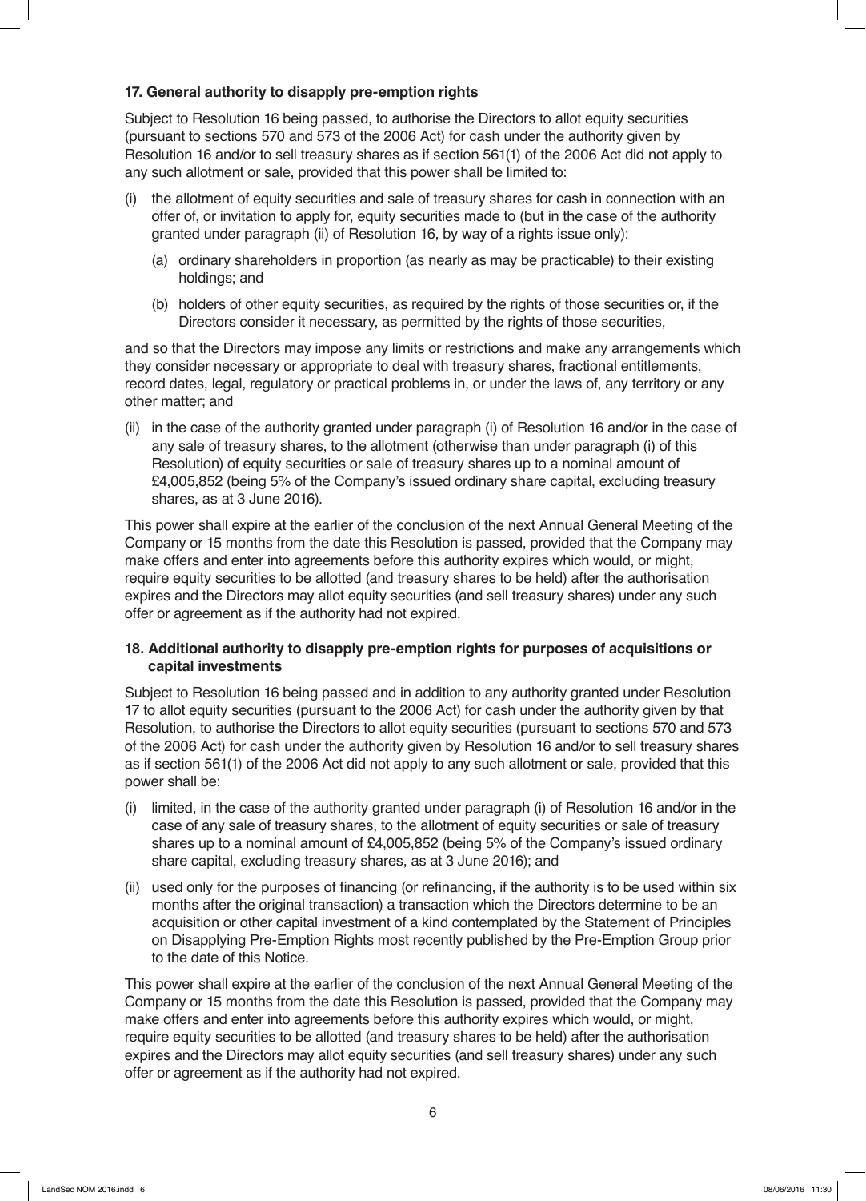### 17. General authority to disapply pre-emption rights

Subject to Resolution 16 being passed, to authorise the Directors to allot equity securities (pursuant to sections 570 and 573 of the 2006 Act) for cash under the authority given by Resolution 16 and/or to sell treasury shares as if section 561(1) of the 2006 Act did not apply to any such allotment or sale, provided that this power shall be limited to:

(i) the allotment of equity securities and sale of treasury shares for cash in connection with an offer of, or invitation to apply for, equity securities made to (but in the case of the authority granted under paragraph (ii) of Resolution 16, by way of a rights issue only):

  (a) ordinary shareholders in proportion (as nearly as may be practicable) to their existing holdings; and

  (b) holders of other equity securities, as required by the rights of those securities or, if the Directors consider it necessary, as permitted by the rights of those securities,

and so that the Directors may impose any limits or restrictions and make any arrangements which they consider necessary or appropriate to deal with treasury shares, fractional entitlements, record dates, legal, regulatory or practical problems in, or under the laws of, any territory or any other matter; and

(ii) in the case of the authority granted under paragraph (i) of Resolution 16 and/or in the case of any sale of treasury shares, to the allotment (otherwise than under paragraph (i) of this Resolution) of equity securities or sale of treasury shares up to a nominal amount of £4,005,852 (being 5% of the Company's issued ordinary share capital, excluding treasury shares, as at 3 June 2016).

This power shall expire at the earlier of the conclusion of the next Annual General Meeting of the Company or 15 months from the date this Resolution is passed, provided that the Company may make offers and enter into agreements before this authority expires which would, or might, require equity securities to be allotted (and treasury shares to be held) after the authorisation expires and the Directors may allot equity securities (and sell treasury shares) under any such offer or agreement as if the authority had not expired.

### 18. Additional authority to disapply pre-emption rights for purposes of acquisitions or capital investments

Subject to Resolution 16 being passed and in addition to any authority granted under Resolution 17 to allot equity securities (pursuant to the 2006 Act) for cash under the authority given by that Resolution, to authorise the Directors to allot equity securities (pursuant to sections 570 and 573 of the 2006 Act) for cash under the authority given by Resolution 16 and/or to sell treasury shares as if section 561(1) of the 2006 Act did not apply to any such allotment or sale, provided that this power shall be:

(i) limited, in the case of the authority granted under paragraph (i) of Resolution 16 and/or in the case of any sale of treasury shares, to the allotment of equity securities or sale of treasury shares up to a nominal amount of £4,005,852 (being 5% of the Company's issued ordinary share capital, excluding treasury shares, as at 3 June 2016); and

(ii) used only for the purposes of financing (or refinancing, if the authority is to be used within six months after the original transaction) a transaction which the Directors determine to be an acquisition or other capital investment of a kind contemplated by the Statement of Principles on Disapplying Pre-Emption Rights most recently published by the Pre-Emption Group prior to the date of this Notice.

This power shall expire at the earlier of the conclusion of the next Annual General Meeting of the Company or 15 months from the date this Resolution is passed, provided that the Company may make offers and enter into agreements before this authority expires which would, or might, require equity securities to be allotted (and treasury shares to be held) after the authorisation expires and the Directors may allot equity securities (and sell treasury shares) under any such offer or agreement as if the authority had not expired.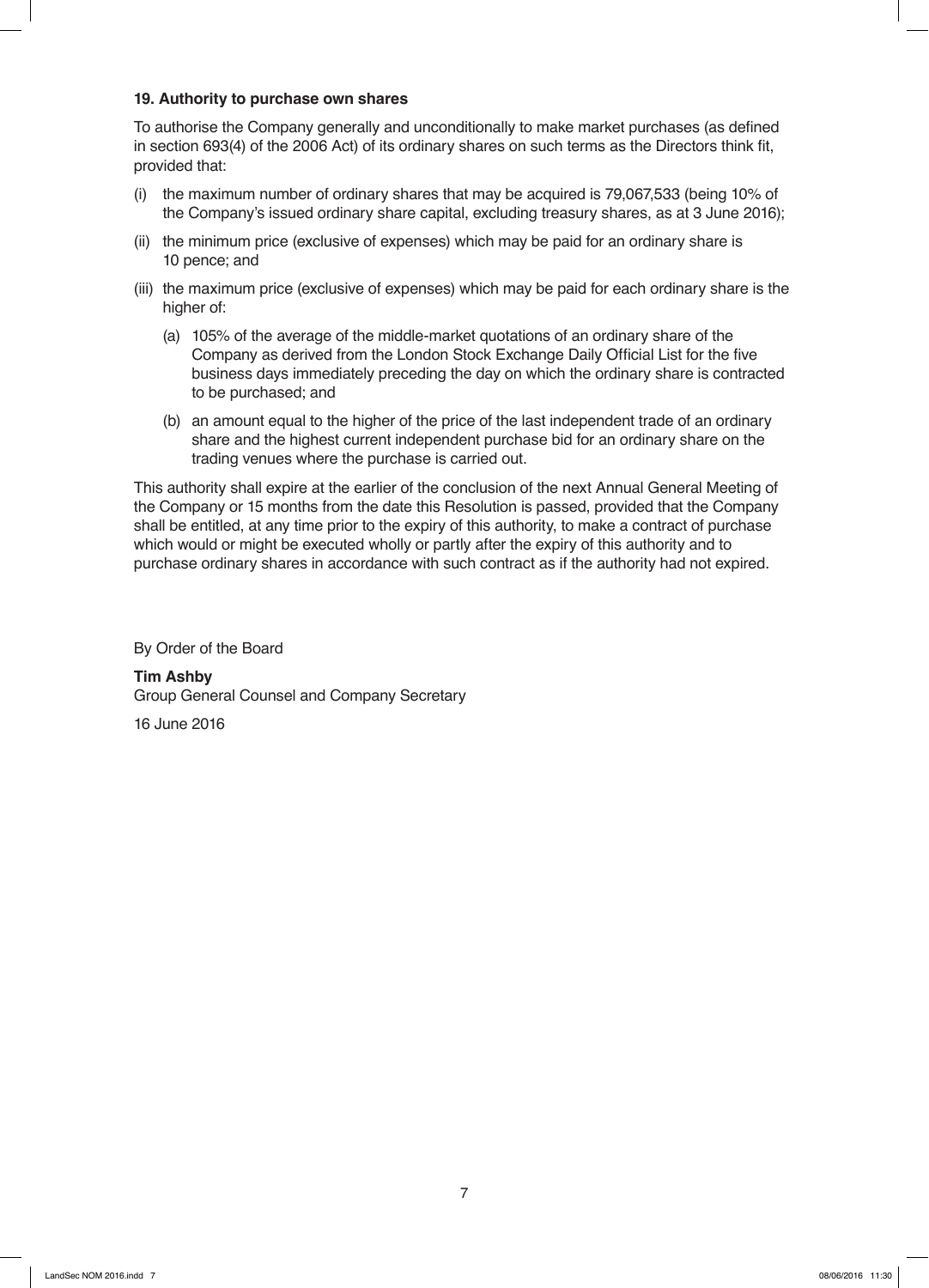**19. Authority to purchase own shares**

To authorise the Company generally and unconditionally to make market purchases (as defined in section 693(4) of the 2006 Act) of its ordinary shares on such terms as the Directors think fit, provided that:

(i) the maximum number of ordinary shares that may be acquired is 79,067,533 (being 10% of the Company's issued ordinary share capital, excluding treasury shares, as at 3 June 2016);

(ii) the minimum price (exclusive of expenses) which may be paid for an ordinary share is 10 pence; and

(iii) the maximum price (exclusive of expenses) which may be paid for each ordinary share is the higher of:

   (a) 105% of the average of the middle-market quotations of an ordinary share of the Company as derived from the London Stock Exchange Daily Official List for the five business days immediately preceding the day on which the ordinary share is contracted to be purchased; and

   (b) an amount equal to the higher of the price of the last independent trade of an ordinary share and the highest current independent purchase bid for an ordinary share on the trading venues where the purchase is carried out.

This authority shall expire at the earlier of the conclusion of the next Annual General Meeting of the Company or 15 months from the date this Resolution is passed, provided that the Company shall be entitled, at any time prior to the expiry of this authority, to make a contract of purchase which would or might be executed wholly or partly after the expiry of this authority and to purchase ordinary shares in accordance with such contract as if the authority had not expired.

By Order of the Board

**Tim Ashby**
Group General Counsel and Company Secretary

16 June 2016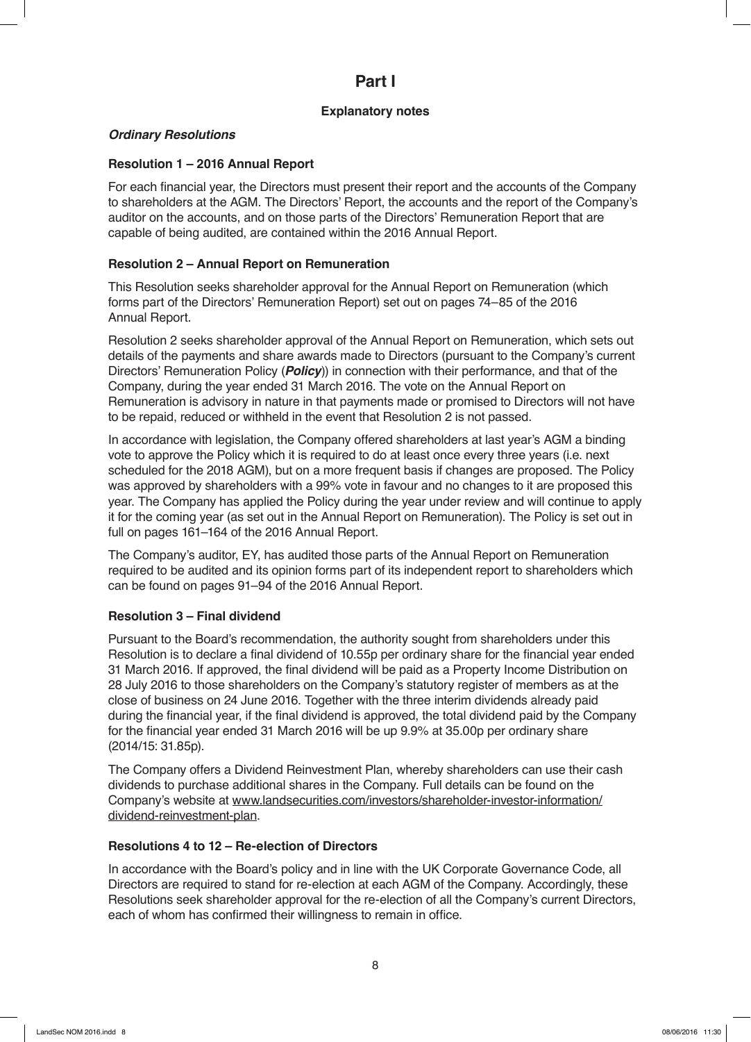# Part I

## Explanatory notes

### *Ordinary Resolutions*

**Resolution 1 – 2016 Annual Report**

For each financial year, the Directors must present their report and the accounts of the Company to shareholders at the AGM. The Directors' Report, the accounts and the report of the Company's auditor on the accounts, and on those parts of the Directors' Remuneration Report that are capable of being audited, are contained within the 2016 Annual Report.

**Resolution 2 – Annual Report on Remuneration**

This Resolution seeks shareholder approval for the Annual Report on Remuneration (which forms part of the Directors' Remuneration Report) set out on pages 74–85 of the 2016 Annual Report.

Resolution 2 seeks shareholder approval of the Annual Report on Remuneration, which sets out details of the payments and share awards made to Directors (pursuant to the Company's current Directors' Remuneration Policy (***Policy***)) in connection with their performance, and that of the Company, during the year ended 31 March 2016. The vote on the Annual Report on Remuneration is advisory in nature in that payments made or promised to Directors will not have to be repaid, reduced or withheld in the event that Resolution 2 is not passed.

In accordance with legislation, the Company offered shareholders at last year's AGM a binding vote to approve the Policy which it is required to do at least once every three years (i.e. next scheduled for the 2018 AGM), but on a more frequent basis if changes are proposed. The Policy was approved by shareholders with a 99% vote in favour and no changes to it are proposed this year. The Company has applied the Policy during the year under review and will continue to apply it for the coming year (as set out in the Annual Report on Remuneration). The Policy is set out in full on pages 161–164 of the 2016 Annual Report.

The Company's auditor, EY, has audited those parts of the Annual Report on Remuneration required to be audited and its opinion forms part of its independent report to shareholders which can be found on pages 91–94 of the 2016 Annual Report.

**Resolution 3 – Final dividend**

Pursuant to the Board's recommendation, the authority sought from shareholders under this Resolution is to declare a final dividend of 10.55p per ordinary share for the financial year ended 31 March 2016. If approved, the final dividend will be paid as a Property Income Distribution on 28 July 2016 to those shareholders on the Company's statutory register of members as at the close of business on 24 June 2016. Together with the three interim dividends already paid during the financial year, if the final dividend is approved, the total dividend paid by the Company for the financial year ended 31 March 2016 will be up 9.9% at 35.00p per ordinary share (2014/15: 31.85p).

The Company offers a Dividend Reinvestment Plan, whereby shareholders can use their cash dividends to purchase additional shares in the Company. Full details can be found on the Company's website at www.landsecurities.com/investors/shareholder-investor-information/dividend-reinvestment-plan.

**Resolutions 4 to 12 – Re-election of Directors**

In accordance with the Board's policy and in line with the UK Corporate Governance Code, all Directors are required to stand for re-election at each AGM of the Company. Accordingly, these Resolutions seek shareholder approval for the re-election of all the Company's current Directors, each of whom has confirmed their willingness to remain in office.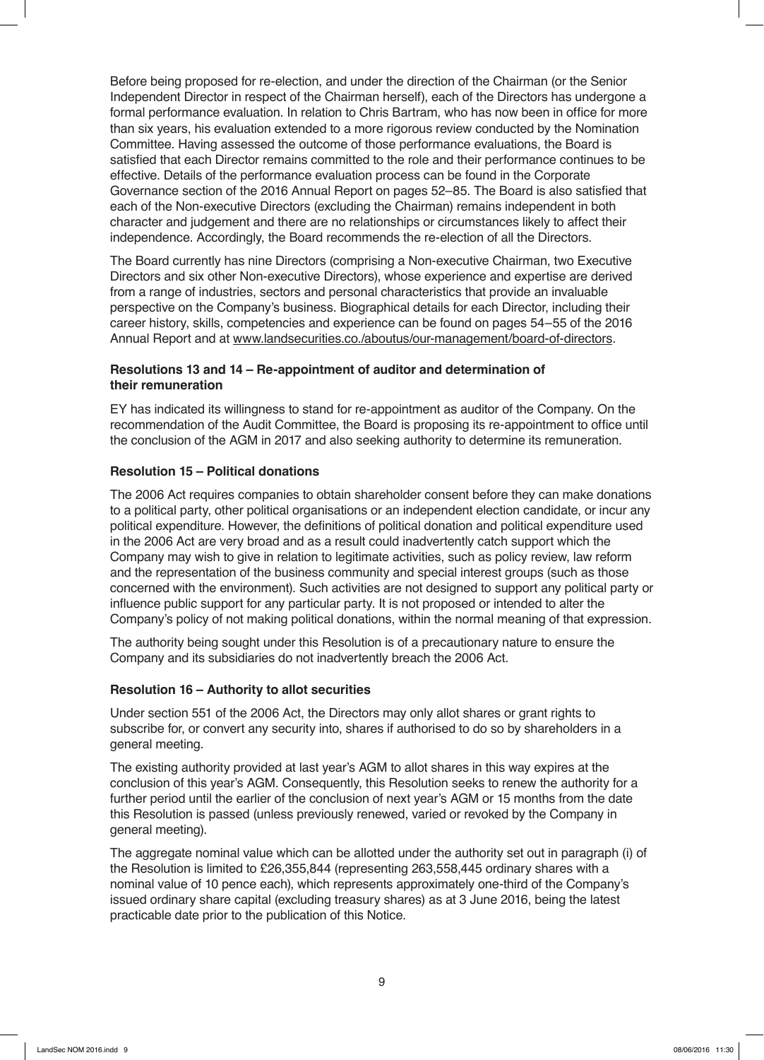Before being proposed for re-election, and under the direction of the Chairman (or the Senior Independent Director in respect of the Chairman herself), each of the Directors has undergone a formal performance evaluation. In relation to Chris Bartram, who has now been in office for more than six years, his evaluation extended to a more rigorous review conducted by the Nomination Committee. Having assessed the outcome of those performance evaluations, the Board is satisfied that each Director remains committed to the role and their performance continues to be effective. Details of the performance evaluation process can be found in the Corporate Governance section of the 2016 Annual Report on pages 52–85. The Board is also satisfied that each of the Non-executive Directors (excluding the Chairman) remains independent in both character and judgement and there are no relationships or circumstances likely to affect their independence. Accordingly, the Board recommends the re-election of all the Directors.

The Board currently has nine Directors (comprising a Non-executive Chairman, two Executive Directors and six other Non-executive Directors), whose experience and expertise are derived from a range of industries, sectors and personal characteristics that provide an invaluable perspective on the Company's business. Biographical details for each Director, including their career history, skills, competencies and experience can be found on pages 54–55 of the 2016 Annual Report and at www.landsecurities.co./aboutus/our-management/board-of-directors.

**Resolutions 13 and 14 – Re-appointment of auditor and determination of their remuneration**

EY has indicated its willingness to stand for re-appointment as auditor of the Company. On the recommendation of the Audit Committee, the Board is proposing its re-appointment to office until the conclusion of the AGM in 2017 and also seeking authority to determine its remuneration.

**Resolution 15 – Political donations**

The 2006 Act requires companies to obtain shareholder consent before they can make donations to a political party, other political organisations or an independent election candidate, or incur any political expenditure. However, the definitions of political donation and political expenditure used in the 2006 Act are very broad and as a result could inadvertently catch support which the Company may wish to give in relation to legitimate activities, such as policy review, law reform and the representation of the business community and special interest groups (such as those concerned with the environment). Such activities are not designed to support any political party or influence public support for any particular party. It is not proposed or intended to alter the Company's policy of not making political donations, within the normal meaning of that expression.

The authority being sought under this Resolution is of a precautionary nature to ensure the Company and its subsidiaries do not inadvertently breach the 2006 Act.

**Resolution 16 – Authority to allot securities**

Under section 551 of the 2006 Act, the Directors may only allot shares or grant rights to subscribe for, or convert any security into, shares if authorised to do so by shareholders in a general meeting.

The existing authority provided at last year's AGM to allot shares in this way expires at the conclusion of this year's AGM. Consequently, this Resolution seeks to renew the authority for a further period until the earlier of the conclusion of next year's AGM or 15 months from the date this Resolution is passed (unless previously renewed, varied or revoked by the Company in general meeting).

The aggregate nominal value which can be allotted under the authority set out in paragraph (i) of the Resolution is limited to £26,355,844 (representing 263,558,445 ordinary shares with a nominal value of 10 pence each), which represents approximately one-third of the Company's issued ordinary share capital (excluding treasury shares) as at 3 June 2016, being the latest practicable date prior to the publication of this Notice.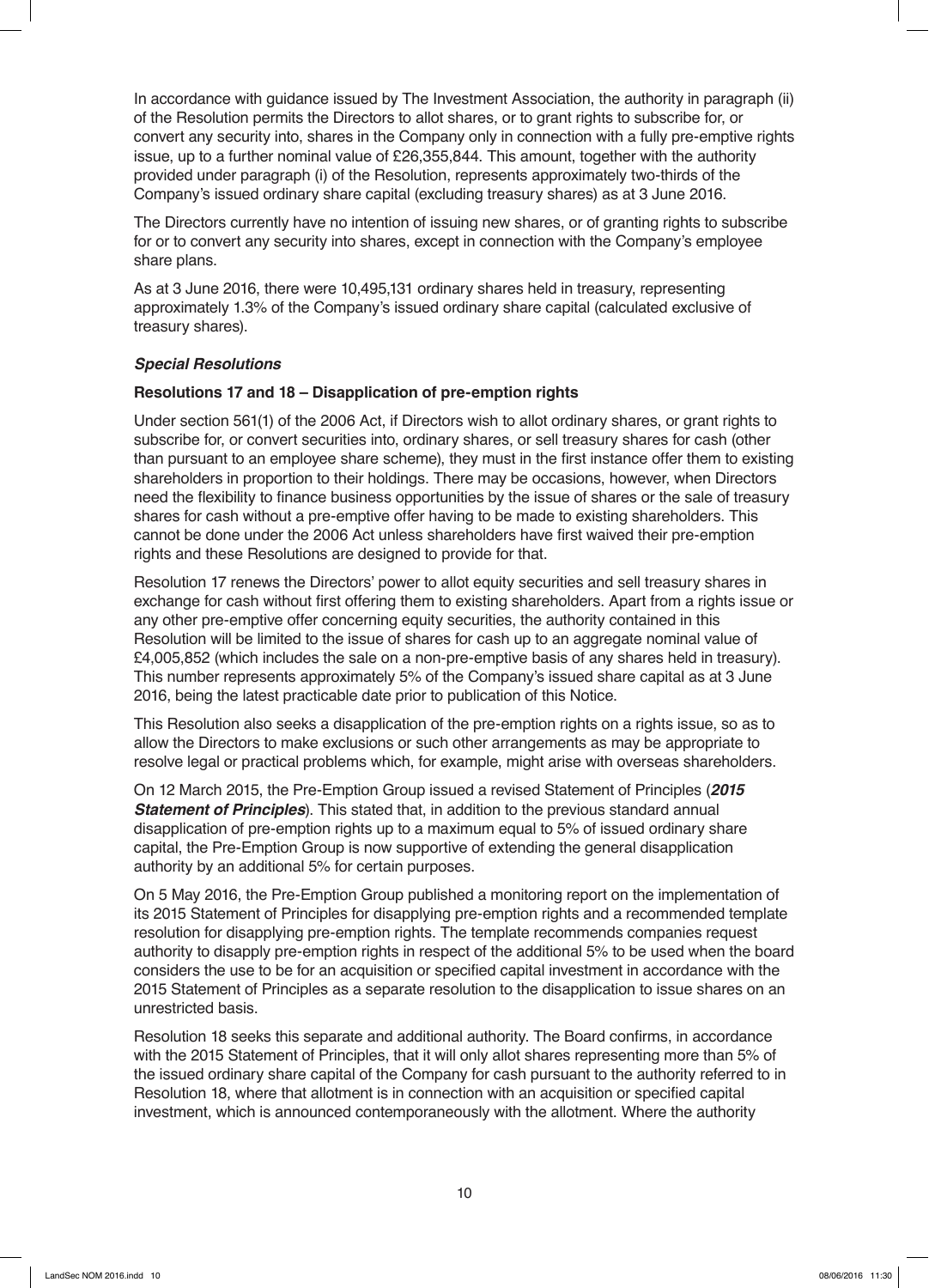In accordance with guidance issued by The Investment Association, the authority in paragraph (ii) of the Resolution permits the Directors to allot shares, or to grant rights to subscribe for, or convert any security into, shares in the Company only in connection with a fully pre-emptive rights issue, up to a further nominal value of £26,355,844. This amount, together with the authority provided under paragraph (i) of the Resolution, represents approximately two-thirds of the Company's issued ordinary share capital (excluding treasury shares) as at 3 June 2016.

The Directors currently have no intention of issuing new shares, or of granting rights to subscribe for or to convert any security into shares, except in connection with the Company's employee share plans.

As at 3 June 2016, there were 10,495,131 ordinary shares held in treasury, representing approximately 1.3% of the Company's issued ordinary share capital (calculated exclusive of treasury shares).

### *Special Resolutions*

#### Resolutions 17 and 18 – Disapplication of pre-emption rights

Under section 561(1) of the 2006 Act, if Directors wish to allot ordinary shares, or grant rights to subscribe for, or convert securities into, ordinary shares, or sell treasury shares for cash (other than pursuant to an employee share scheme), they must in the first instance offer them to existing shareholders in proportion to their holdings. There may be occasions, however, when Directors need the flexibility to finance business opportunities by the issue of shares or the sale of treasury shares for cash without a pre-emptive offer having to be made to existing shareholders. This cannot be done under the 2006 Act unless shareholders have first waived their pre-emption rights and these Resolutions are designed to provide for that.

Resolution 17 renews the Directors' power to allot equity securities and sell treasury shares in exchange for cash without first offering them to existing shareholders. Apart from a rights issue or any other pre-emptive offer concerning equity securities, the authority contained in this Resolution will be limited to the issue of shares for cash up to an aggregate nominal value of £4,005,852 (which includes the sale on a non-pre-emptive basis of any shares held in treasury). This number represents approximately 5% of the Company's issued share capital as at 3 June 2016, being the latest practicable date prior to publication of this Notice.

This Resolution also seeks a disapplication of the pre-emption rights on a rights issue, so as to allow the Directors to make exclusions or such other arrangements as may be appropriate to resolve legal or practical problems which, for example, might arise with overseas shareholders.

On 12 March 2015, the Pre-Emption Group issued a revised Statement of Principles (***2015 Statement of Principles***). This stated that, in addition to the previous standard annual disapplication of pre-emption rights up to a maximum equal to 5% of issued ordinary share capital, the Pre-Emption Group is now supportive of extending the general disapplication authority by an additional 5% for certain purposes.

On 5 May 2016, the Pre-Emption Group published a monitoring report on the implementation of its 2015 Statement of Principles for disapplying pre-emption rights and a recommended template resolution for disapplying pre-emption rights. The template recommends companies request authority to disapply pre-emption rights in respect of the additional 5% to be used when the board considers the use to be for an acquisition or specified capital investment in accordance with the 2015 Statement of Principles as a separate resolution to the disapplication to issue shares on an unrestricted basis.

Resolution 18 seeks this separate and additional authority. The Board confirms, in accordance with the 2015 Statement of Principles, that it will only allot shares representing more than 5% of the issued ordinary share capital of the Company for cash pursuant to the authority referred to in Resolution 18, where that allotment is in connection with an acquisition or specified capital investment, which is announced contemporaneously with the allotment. Where the authority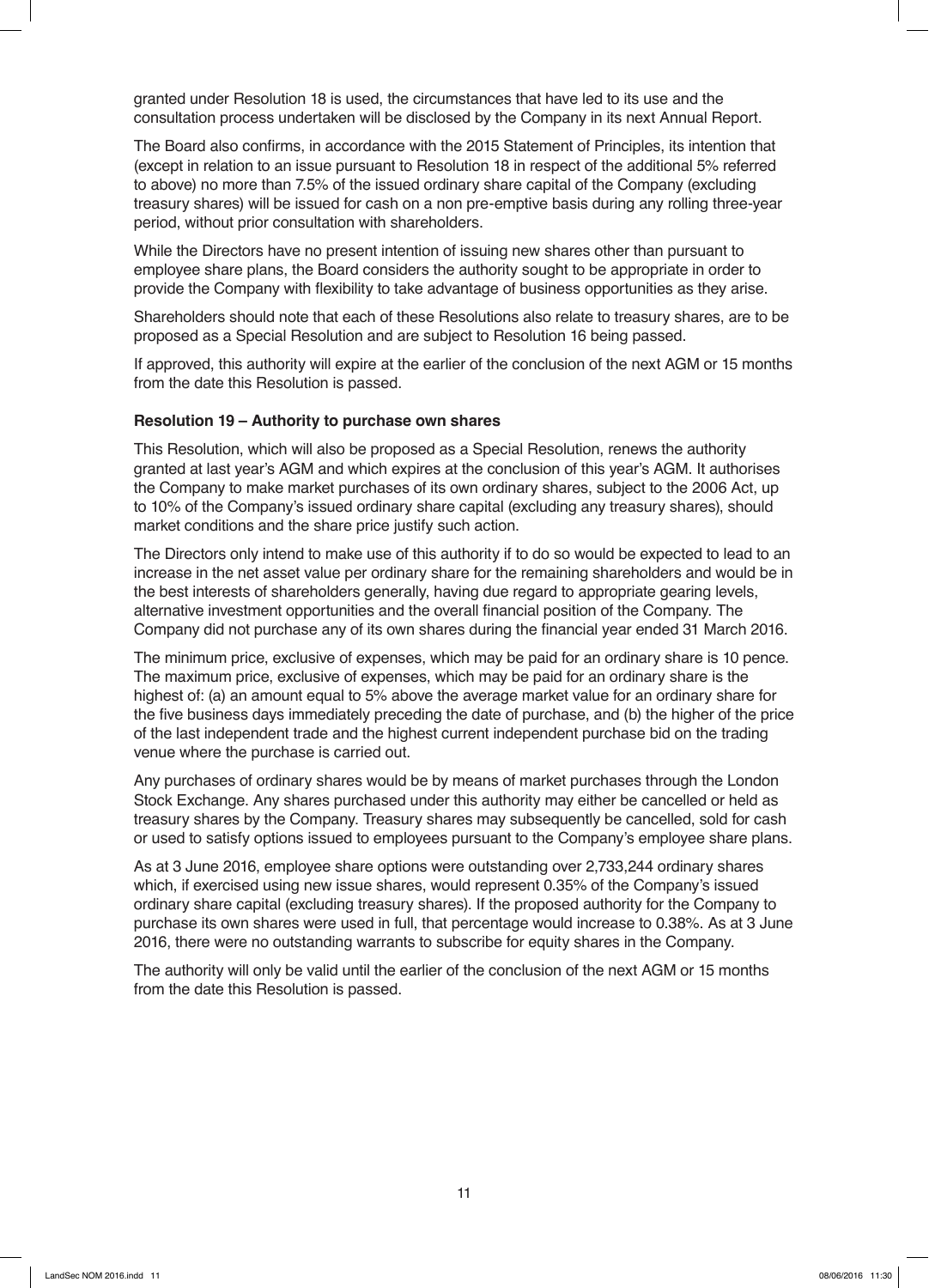granted under Resolution 18 is used, the circumstances that have led to its use and the consultation process undertaken will be disclosed by the Company in its next Annual Report.

The Board also confirms, in accordance with the 2015 Statement of Principles, its intention that (except in relation to an issue pursuant to Resolution 18 in respect of the additional 5% referred to above) no more than 7.5% of the issued ordinary share capital of the Company (excluding treasury shares) will be issued for cash on a non pre-emptive basis during any rolling three-year period, without prior consultation with shareholders.

While the Directors have no present intention of issuing new shares other than pursuant to employee share plans, the Board considers the authority sought to be appropriate in order to provide the Company with flexibility to take advantage of business opportunities as they arise.

Shareholders should note that each of these Resolutions also relate to treasury shares, are to be proposed as a Special Resolution and are subject to Resolution 16 being passed.

If approved, this authority will expire at the earlier of the conclusion of the next AGM or 15 months from the date this Resolution is passed.

**Resolution 19 – Authority to purchase own shares**

This Resolution, which will also be proposed as a Special Resolution, renews the authority granted at last year's AGM and which expires at the conclusion of this year's AGM. It authorises the Company to make market purchases of its own ordinary shares, subject to the 2006 Act, up to 10% of the Company's issued ordinary share capital (excluding any treasury shares), should market conditions and the share price justify such action.

The Directors only intend to make use of this authority if to do so would be expected to lead to an increase in the net asset value per ordinary share for the remaining shareholders and would be in the best interests of shareholders generally, having due regard to appropriate gearing levels, alternative investment opportunities and the overall financial position of the Company. The Company did not purchase any of its own shares during the financial year ended 31 March 2016.

The minimum price, exclusive of expenses, which may be paid for an ordinary share is 10 pence. The maximum price, exclusive of expenses, which may be paid for an ordinary share is the highest of: (a) an amount equal to 5% above the average market value for an ordinary share for the five business days immediately preceding the date of purchase, and (b) the higher of the price of the last independent trade and the highest current independent purchase bid on the trading venue where the purchase is carried out.

Any purchases of ordinary shares would be by means of market purchases through the London Stock Exchange. Any shares purchased under this authority may either be cancelled or held as treasury shares by the Company. Treasury shares may subsequently be cancelled, sold for cash or used to satisfy options issued to employees pursuant to the Company's employee share plans.

As at 3 June 2016, employee share options were outstanding over 2,733,244 ordinary shares which, if exercised using new issue shares, would represent 0.35% of the Company's issued ordinary share capital (excluding treasury shares). If the proposed authority for the Company to purchase its own shares were used in full, that percentage would increase to 0.38%. As at 3 June 2016, there were no outstanding warrants to subscribe for equity shares in the Company.

The authority will only be valid until the earlier of the conclusion of the next AGM or 15 months from the date this Resolution is passed.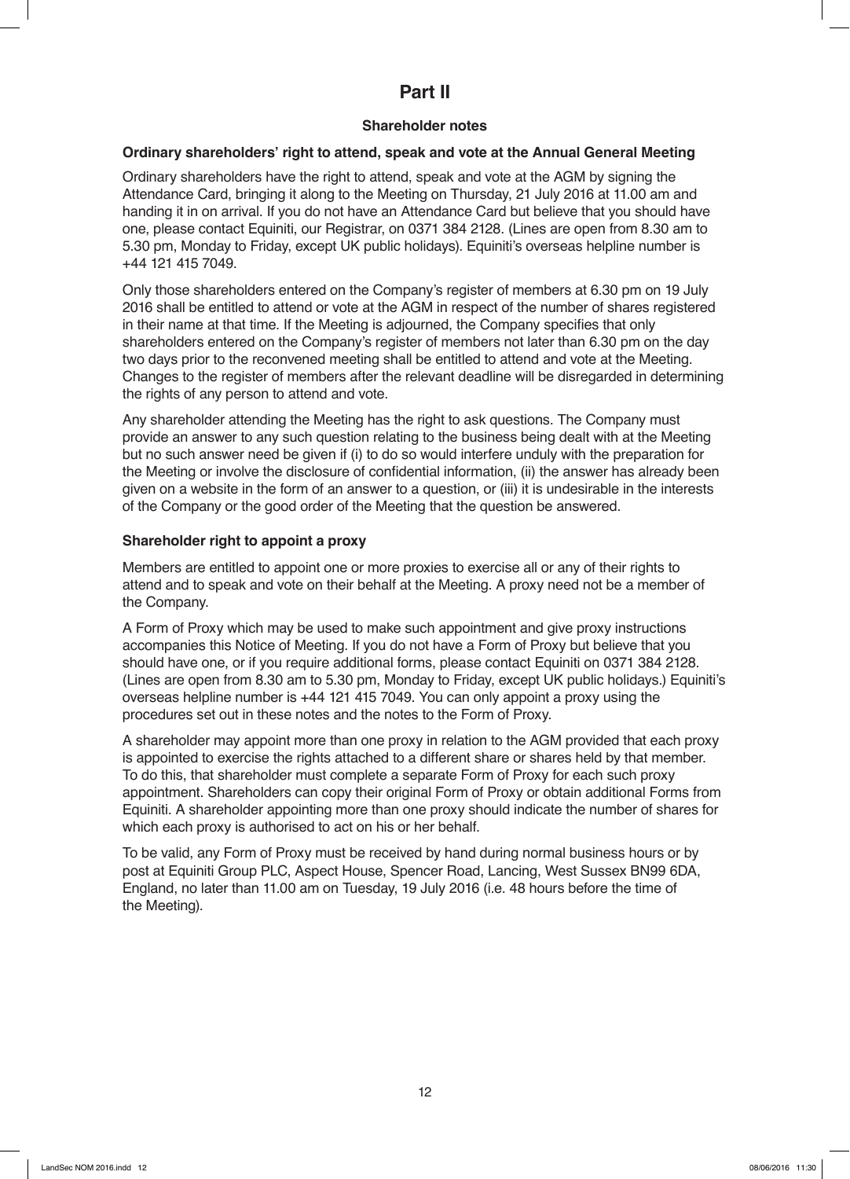# Part II

### Shareholder notes

**Ordinary shareholders' right to attend, speak and vote at the Annual General Meeting**

Ordinary shareholders have the right to attend, speak and vote at the AGM by signing the Attendance Card, bringing it along to the Meeting on Thursday, 21 July 2016 at 11.00 am and handing it in on arrival. If you do not have an Attendance Card but believe that you should have one, please contact Equiniti, our Registrar, on 0371 384 2128. (Lines are open from 8.30 am to 5.30 pm, Monday to Friday, except UK public holidays). Equiniti's overseas helpline number is +44 121 415 7049.

Only those shareholders entered on the Company's register of members at 6.30 pm on 19 July 2016 shall be entitled to attend or vote at the AGM in respect of the number of shares registered in their name at that time. If the Meeting is adjourned, the Company specifies that only shareholders entered on the Company's register of members not later than 6.30 pm on the day two days prior to the reconvened meeting shall be entitled to attend and vote at the Meeting. Changes to the register of members after the relevant deadline will be disregarded in determining the rights of any person to attend and vote.

Any shareholder attending the Meeting has the right to ask questions. The Company must provide an answer to any such question relating to the business being dealt with at the Meeting but no such answer need be given if (i) to do so would interfere unduly with the preparation for the Meeting or involve the disclosure of confidential information, (ii) the answer has already been given on a website in the form of an answer to a question, or (iii) it is undesirable in the interests of the Company or the good order of the Meeting that the question be answered.

**Shareholder right to appoint a proxy**

Members are entitled to appoint one or more proxies to exercise all or any of their rights to attend and to speak and vote on their behalf at the Meeting. A proxy need not be a member of the Company.

A Form of Proxy which may be used to make such appointment and give proxy instructions accompanies this Notice of Meeting. If you do not have a Form of Proxy but believe that you should have one, or if you require additional forms, please contact Equiniti on 0371 384 2128. (Lines are open from 8.30 am to 5.30 pm, Monday to Friday, except UK public holidays.) Equiniti's overseas helpline number is +44 121 415 7049. You can only appoint a proxy using the procedures set out in these notes and the notes to the Form of Proxy.

A shareholder may appoint more than one proxy in relation to the AGM provided that each proxy is appointed to exercise the rights attached to a different share or shares held by that member. To do this, that shareholder must complete a separate Form of Proxy for each such proxy appointment. Shareholders can copy their original Form of Proxy or obtain additional Forms from Equiniti. A shareholder appointing more than one proxy should indicate the number of shares for which each proxy is authorised to act on his or her behalf.

To be valid, any Form of Proxy must be received by hand during normal business hours or by post at Equiniti Group PLC, Aspect House, Spencer Road, Lancing, West Sussex BN99 6DA, England, no later than 11.00 am on Tuesday, 19 July 2016 (i.e. 48 hours before the time of the Meeting).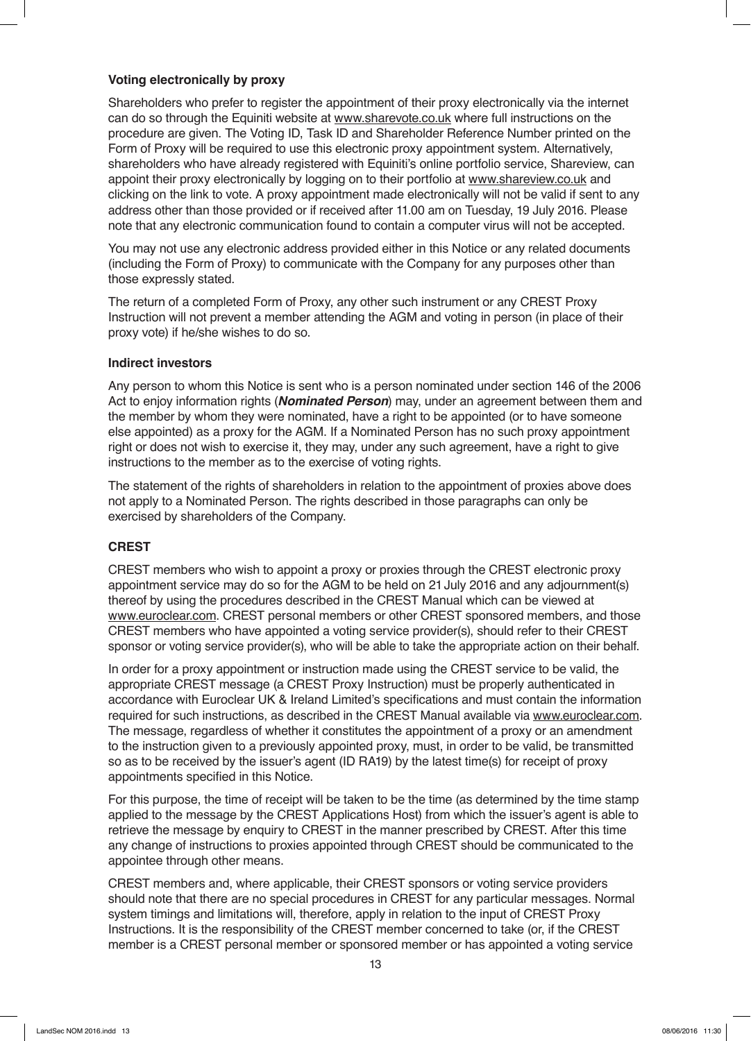**Voting electronically by proxy**

Shareholders who prefer to register the appointment of their proxy electronically via the internet can do so through the Equiniti website at www.sharevote.co.uk where full instructions on the procedure are given. The Voting ID, Task ID and Shareholder Reference Number printed on the Form of Proxy will be required to use this electronic proxy appointment system. Alternatively, shareholders who have already registered with Equiniti's online portfolio service, Shareview, can appoint their proxy electronically by logging on to their portfolio at www.shareview.co.uk and clicking on the link to vote. A proxy appointment made electronically will not be valid if sent to any address other than those provided or if received after 11.00 am on Tuesday, 19 July 2016. Please note that any electronic communication found to contain a computer virus will not be accepted.

You may not use any electronic address provided either in this Notice or any related documents (including the Form of Proxy) to communicate with the Company for any purposes other than those expressly stated.

The return of a completed Form of Proxy, any other such instrument or any CREST Proxy Instruction will not prevent a member attending the AGM and voting in person (in place of their proxy vote) if he/she wishes to do so.

**Indirect investors**

Any person to whom this Notice is sent who is a person nominated under section 146 of the 2006 Act to enjoy information rights (***Nominated Person***) may, under an agreement between them and the member by whom they were nominated, have a right to be appointed (or to have someone else appointed) as a proxy for the AGM. If a Nominated Person has no such proxy appointment right or does not wish to exercise it, they may, under any such agreement, have a right to give instructions to the member as to the exercise of voting rights.

The statement of the rights of shareholders in relation to the appointment of proxies above does not apply to a Nominated Person. The rights described in those paragraphs can only be exercised by shareholders of the Company.

**CREST**

CREST members who wish to appoint a proxy or proxies through the CREST electronic proxy appointment service may do so for the AGM to be held on 21 July 2016 and any adjournment(s) thereof by using the procedures described in the CREST Manual which can be viewed at www.euroclear.com. CREST personal members or other CREST sponsored members, and those CREST members who have appointed a voting service provider(s), should refer to their CREST sponsor or voting service provider(s), who will be able to take the appropriate action on their behalf.

In order for a proxy appointment or instruction made using the CREST service to be valid, the appropriate CREST message (a CREST Proxy Instruction) must be properly authenticated in accordance with Euroclear UK & Ireland Limited's specifications and must contain the information required for such instructions, as described in the CREST Manual available via www.euroclear.com. The message, regardless of whether it constitutes the appointment of a proxy or an amendment to the instruction given to a previously appointed proxy, must, in order to be valid, be transmitted so as to be received by the issuer's agent (ID RA19) by the latest time(s) for receipt of proxy appointments specified in this Notice.

For this purpose, the time of receipt will be taken to be the time (as determined by the time stamp applied to the message by the CREST Applications Host) from which the issuer's agent is able to retrieve the message by enquiry to CREST in the manner prescribed by CREST. After this time any change of instructions to proxies appointed through CREST should be communicated to the appointee through other means.

CREST members and, where applicable, their CREST sponsors or voting service providers should note that there are no special procedures in CREST for any particular messages. Normal system timings and limitations will, therefore, apply in relation to the input of CREST Proxy Instructions. It is the responsibility of the CREST member concerned to take (or, if the CREST member is a CREST personal member or sponsored member or has appointed a voting service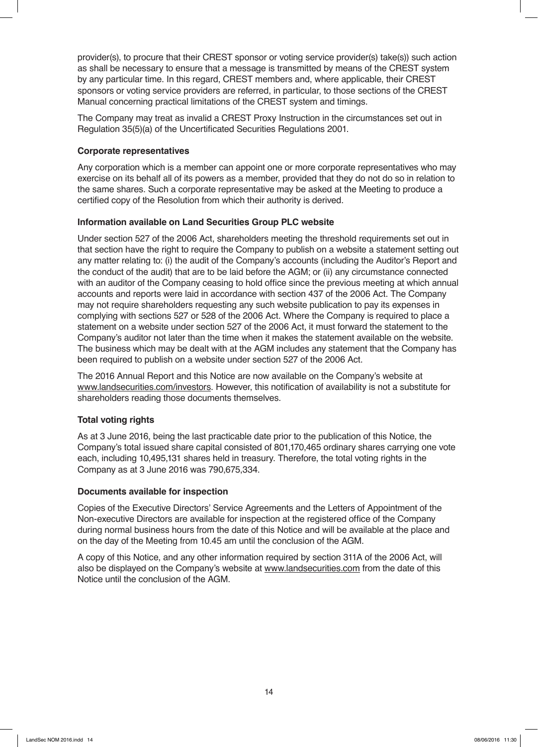provider(s), to procure that their CREST sponsor or voting service provider(s) take(s)) such action as shall be necessary to ensure that a message is transmitted by means of the CREST system by any particular time. In this regard, CREST members and, where applicable, their CREST sponsors or voting service providers are referred, in particular, to those sections of the CREST Manual concerning practical limitations of the CREST system and timings.

The Company may treat as invalid a CREST Proxy Instruction in the circumstances set out in Regulation 35(5)(a) of the Uncertificated Securities Regulations 2001.

**Corporate representatives**

Any corporation which is a member can appoint one or more corporate representatives who may exercise on its behalf all of its powers as a member, provided that they do not do so in relation to the same shares. Such a corporate representative may be asked at the Meeting to produce a certified copy of the Resolution from which their authority is derived.

**Information available on Land Securities Group PLC website**

Under section 527 of the 2006 Act, shareholders meeting the threshold requirements set out in that section have the right to require the Company to publish on a website a statement setting out any matter relating to: (i) the audit of the Company's accounts (including the Auditor's Report and the conduct of the audit) that are to be laid before the AGM; or (ii) any circumstance connected with an auditor of the Company ceasing to hold office since the previous meeting at which annual accounts and reports were laid in accordance with section 437 of the 2006 Act. The Company may not require shareholders requesting any such website publication to pay its expenses in complying with sections 527 or 528 of the 2006 Act. Where the Company is required to place a statement on a website under section 527 of the 2006 Act, it must forward the statement to the Company's auditor not later than the time when it makes the statement available on the website. The business which may be dealt with at the AGM includes any statement that the Company has been required to publish on a website under section 527 of the 2006 Act.

The 2016 Annual Report and this Notice are now available on the Company's website at www.landsecurities.com/investors. However, this notification of availability is not a substitute for shareholders reading those documents themselves.

**Total voting rights**

As at 3 June 2016, being the last practicable date prior to the publication of this Notice, the Company's total issued share capital consisted of 801,170,465 ordinary shares carrying one vote each, including 10,495,131 shares held in treasury. Therefore, the total voting rights in the Company as at 3 June 2016 was 790,675,334.

**Documents available for inspection**

Copies of the Executive Directors' Service Agreements and the Letters of Appointment of the Non-executive Directors are available for inspection at the registered office of the Company during normal business hours from the date of this Notice and will be available at the place and on the day of the Meeting from 10.45 am until the conclusion of the AGM.

A copy of this Notice, and any other information required by section 311A of the 2006 Act, will also be displayed on the Company's website at www.landsecurities.com from the date of this Notice until the conclusion of the AGM.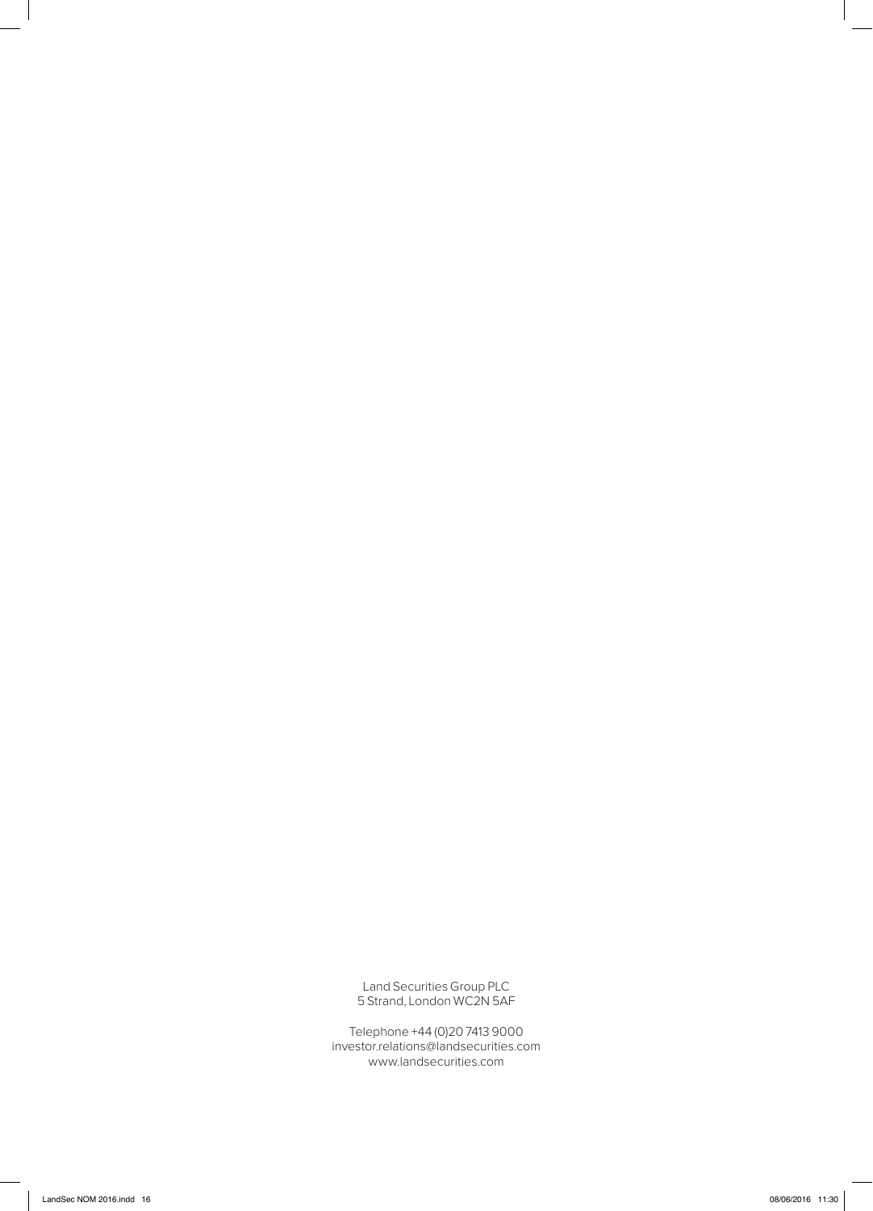Land Securities Group PLC
5 Strand, London WC2N 5AF

Telephone +44 (0)20 7413 9000
investor.relations@landsecurities.com
www.landsecurities.com